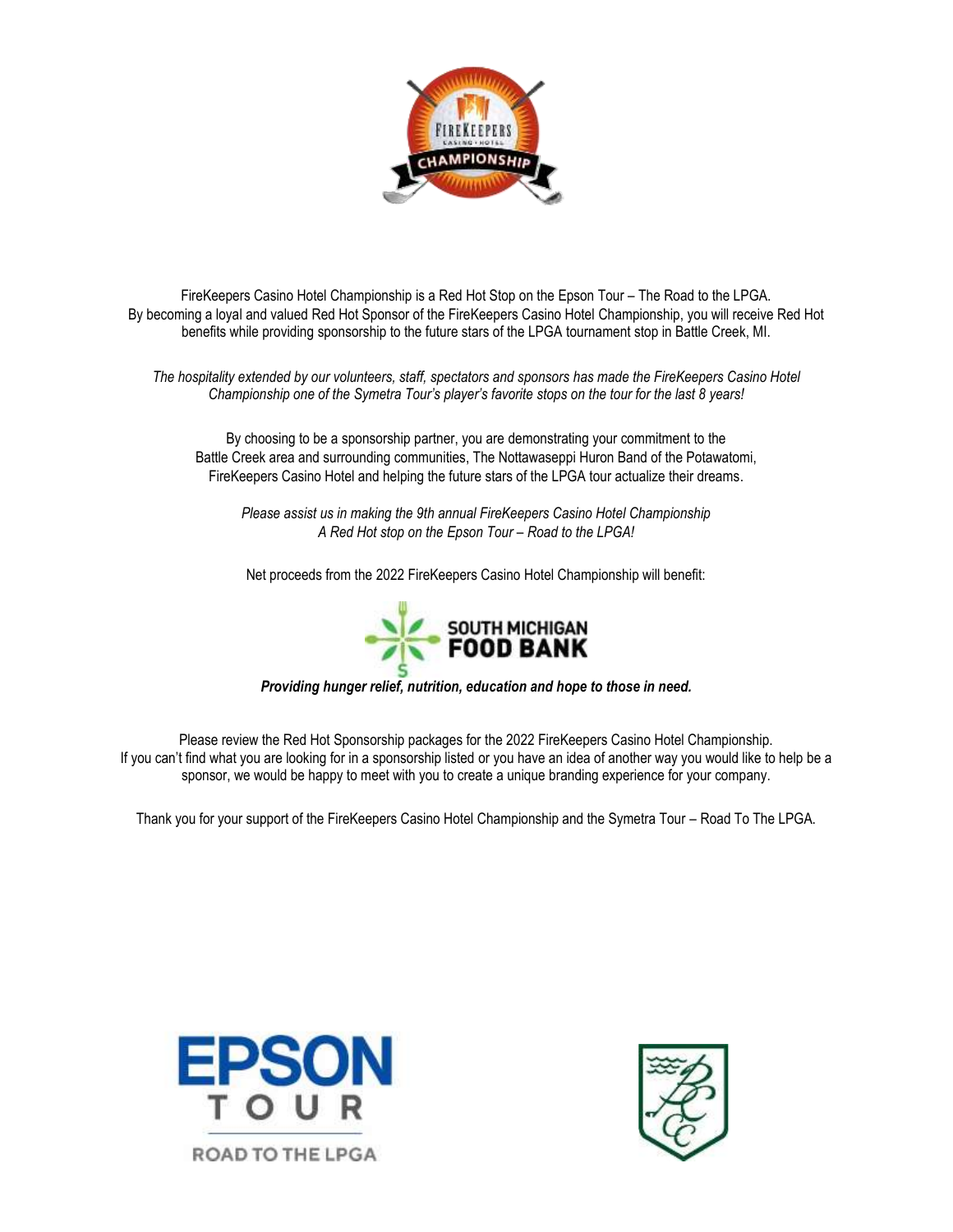FireKeepers Casino Hotel Championship is a Red Hot Stop on the Epson Tour – The Road to the LPGA.
By becoming a loyal and valued Red Hot Sponsor of the FireKeepers Casino Hotel Championship, you will receive Red Hot benefits while providing sponsorship to the future stars of the LPGA tournament stop in Battle Creek, MI.

*The hospitality extended by our volunteers, staff, spectators and sponsors has made the FireKeepers Casino Hotel Championship one of the Symetra Tour's player's favorite stops on the tour for the last 8 years!*

By choosing to be a sponsorship partner, you are demonstrating your commitment to the Battle Creek area and surrounding communities, The Nottawaseppi Huron Band of the Potawatomi, FireKeepers Casino Hotel and helping the future stars of the LPGA tour actualize their dreams.

*Please assist us in making the 9th annual FireKeepers Casino Hotel Championship A Red Hot stop on the Epson Tour – Road to the LPGA!*

Net proceeds from the 2022 FireKeepers Casino Hotel Championship will benefit:

SOUTH MICHIGAN FOOD BANK

***Providing hunger relief, nutrition, education and hope to those in need.***

Please review the Red Hot Sponsorship packages for the 2022 FireKeepers Casino Hotel Championship.
If you can't find what you are looking for in a sponsorship listed or you have an idea of another way you would like to help be a sponsor, we would be happy to meet with you to create a unique branding experience for your company.

Thank you for your support of the FireKeepers Casino Hotel Championship and the Symetra Tour – Road To The LPGA.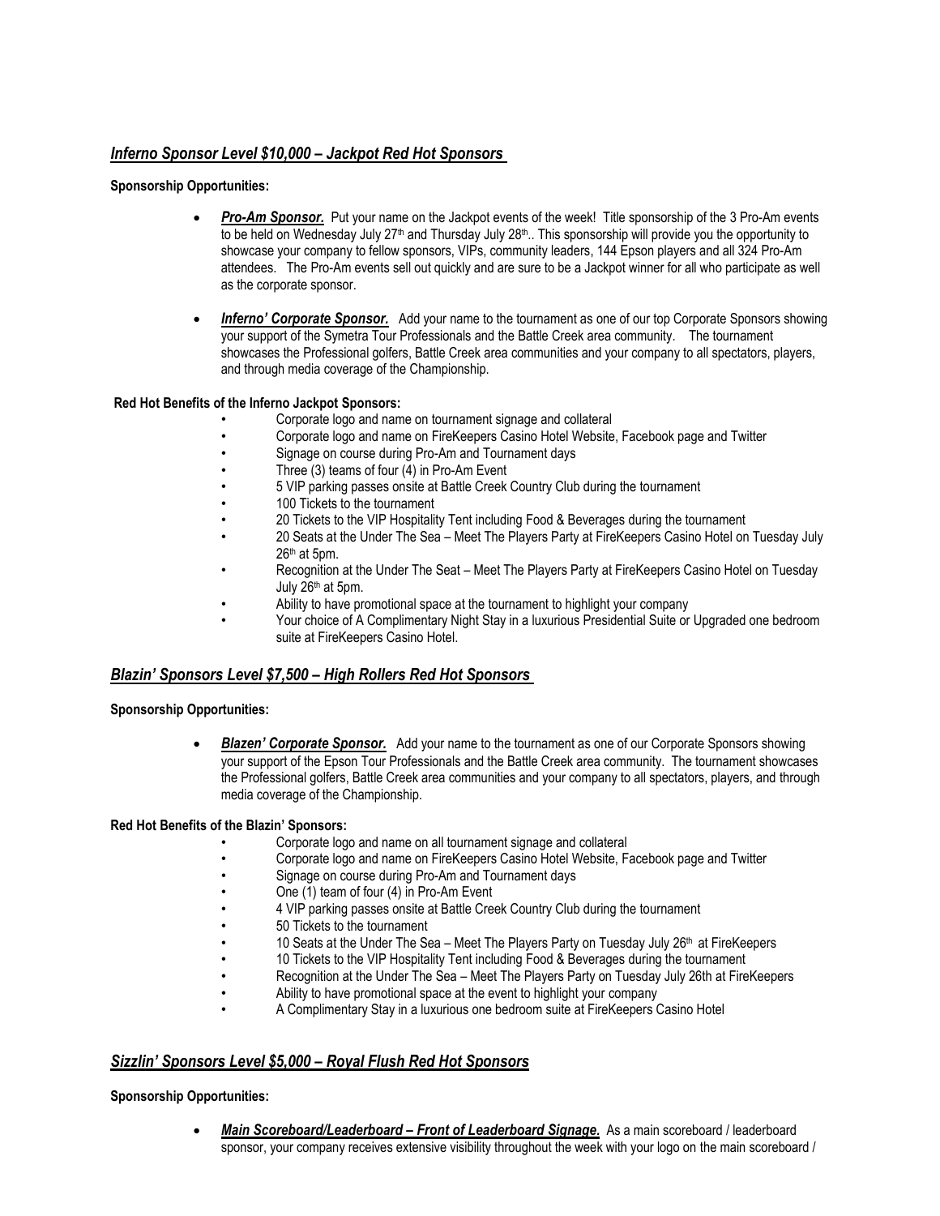## *Inferno Sponsor Level $10,000 – Jackpot Red Hot Sponsors*

**Sponsorship Opportunities:**

- ***Pro-Am Sponsor.*** Put your name on the Jackpot events of the week! Title sponsorship of the 3 Pro-Am events to be held on Wednesday July 27th and Thursday July 28th.. This sponsorship will provide you the opportunity to showcase your company to fellow sponsors, VIPs, community leaders, 144 Epson players and all 324 Pro-Am attendees. The Pro-Am events sell out quickly and are sure to be a Jackpot winner for all who participate as well as the corporate sponsor.
- ***Inferno' Corporate Sponsor.*** Add your name to the tournament as one of our top Corporate Sponsors showing your support of the Symetra Tour Professionals and the Battle Creek area community. The tournament showcases the Professional golfers, Battle Creek area communities and your company to all spectators, players, and through media coverage of the Championship.

**Red Hot Benefits of the Inferno Jackpot Sponsors:**

- Corporate logo and name on tournament signage and collateral
- Corporate logo and name on FireKeepers Casino Hotel Website, Facebook page and Twitter
- Signage on course during Pro-Am and Tournament days
- Three (3) teams of four (4) in Pro-Am Event
- 5 VIP parking passes onsite at Battle Creek Country Club during the tournament
- 100 Tickets to the tournament
- 20 Tickets to the VIP Hospitality Tent including Food & Beverages during the tournament
- 20 Seats at the Under The Sea – Meet The Players Party at FireKeepers Casino Hotel on Tuesday July 26th at 5pm.
- Recognition at the Under The Seat – Meet The Players Party at FireKeepers Casino Hotel on Tuesday July 26th at 5pm.
- Ability to have promotional space at the tournament to highlight your company
- Your choice of A Complimentary Night Stay in a luxurious Presidential Suite or Upgraded one bedroom suite at FireKeepers Casino Hotel.

## *Blazin' Sponsors Level $7,500 – High Rollers Red Hot Sponsors*

**Sponsorship Opportunities:**

- ***Blazen' Corporate Sponsor.*** Add your name to the tournament as one of our Corporate Sponsors showing your support of the Epson Tour Professionals and the Battle Creek area community. The tournament showcases the Professional golfers, Battle Creek area communities and your company to all spectators, players, and through media coverage of the Championship.

**Red Hot Benefits of the Blazin' Sponsors:**

- Corporate logo and name on all tournament signage and collateral
- Corporate logo and name on FireKeepers Casino Hotel Website, Facebook page and Twitter
- Signage on course during Pro-Am and Tournament days
- One (1) team of four (4) in Pro-Am Event
- 4 VIP parking passes onsite at Battle Creek Country Club during the tournament
- 50 Tickets to the tournament
- 10 Seats at the Under The Sea – Meet The Players Party on Tuesday July 26th at FireKeepers
- 10 Tickets to the VIP Hospitality Tent including Food & Beverages during the tournament
- Recognition at the Under The Sea – Meet The Players Party on Tuesday July 26th at FireKeepers
- Ability to have promotional space at the event to highlight your company
- A Complimentary Stay in a luxurious one bedroom suite at FireKeepers Casino Hotel

## *Sizzlin' Sponsors Level $5,000 – Royal Flush Red Hot Sponsors*

**Sponsorship Opportunities:**

- ***Main Scoreboard/Leaderboard – Front of Leaderboard Signage.*** As a main scoreboard / leaderboard sponsor, your company receives extensive visibility throughout the week with your logo on the main scoreboard /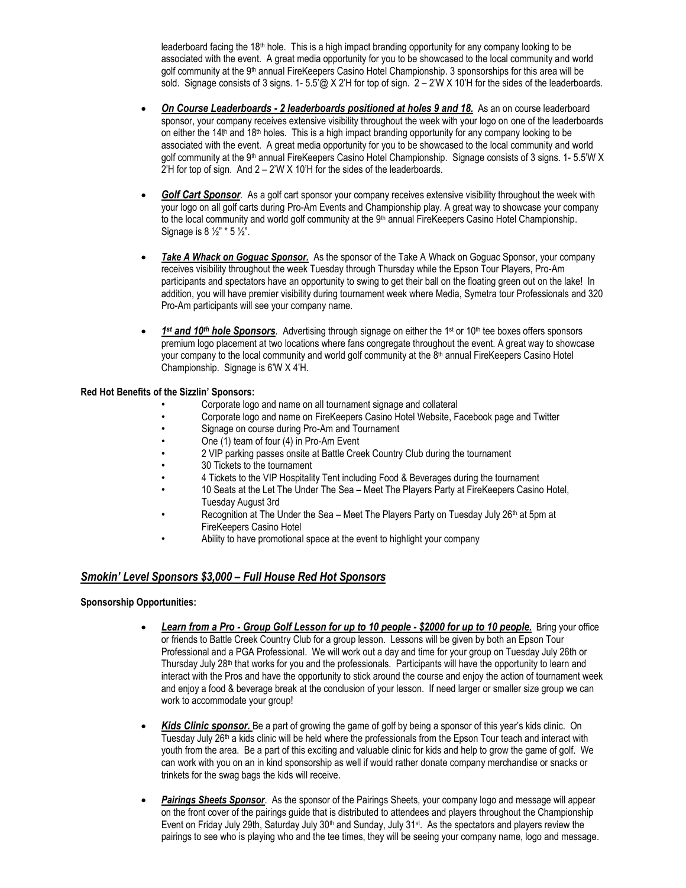leaderboard facing the 18th hole. This is a high impact branding opportunity for any company looking to be associated with the event. A great media opportunity for you to be showcased to the local community and world golf community at the 9th annual FireKeepers Casino Hotel Championship. 3 sponsorships for this area will be sold. Signage consists of 3 signs. 1- 5.5'@ X 2'H for top of sign. 2 – 2'W X 10'H for the sides of the leaderboards.

- ***On Course Leaderboards - 2 leaderboards positioned at holes 9 and 18.*** As an on course leaderboard sponsor, your company receives extensive visibility throughout the week with your logo on one of the leaderboards on either the 14th and 18th holes. This is a high impact branding opportunity for any company looking to be associated with the event. A great media opportunity for you to be showcased to the local community and world golf community at the 9th annual FireKeepers Casino Hotel Championship. Signage consists of 3 signs. 1- 5.5'W X 2'H for top of sign. And 2 – 2'W X 10'H for the sides of the leaderboards.

- ***Golf Cart Sponsor***. As a golf cart sponsor your company receives extensive visibility throughout the week with your logo on all golf carts during Pro-Am Events and Championship play. A great way to showcase your company to the local community and world golf community at the 9th annual FireKeepers Casino Hotel Championship. Signage is 8 ½" * 5 ½".

- ***Take A Whack on Goguac Sponsor.*** As the sponsor of the Take A Whack on Goguac Sponsor, your company receives visibility throughout the week Tuesday through Thursday while the Epson Tour Players, Pro-Am participants and spectators have an opportunity to swing to get their ball on the floating green out on the lake! In addition, you will have premier visibility during tournament week where Media, Symetra tour Professionals and 320 Pro-Am participants will see your company name.

- ***1st and 10th hole Sponsors***. Advertising through signage on either the 1st or 10th tee boxes offers sponsors premium logo placement at two locations where fans congregate throughout the event. A great way to showcase your company to the local community and world golf community at the 8th annual FireKeepers Casino Hotel Championship. Signage is 6'W X 4'H.

**Red Hot Benefits of the Sizzlin' Sponsors:**

- Corporate logo and name on all tournament signage and collateral
- Corporate logo and name on FireKeepers Casino Hotel Website, Facebook page and Twitter
- Signage on course during Pro-Am and Tournament
- One (1) team of four (4) in Pro-Am Event
- 2 VIP parking passes onsite at Battle Creek Country Club during the tournament
- 30 Tickets to the tournament
- 4 Tickets to the VIP Hospitality Tent including Food & Beverages during the tournament
- 10 Seats at the Let The Under The Sea – Meet The Players Party at FireKeepers Casino Hotel, Tuesday August 3rd
- Recognition at The Under the Sea – Meet The Players Party on Tuesday July 26th at 5pm at FireKeepers Casino Hotel
- Ability to have promotional space at the event to highlight your company

## *Smokin' Level Sponsors $3,000 – Full House Red Hot Sponsors*

**Sponsorship Opportunities:**

- ***Learn from a Pro - Group Golf Lesson for up to 10 people - $2000 for up to 10 people.*** Bring your office or friends to Battle Creek Country Club for a group lesson. Lessons will be given by both an Epson Tour Professional and a PGA Professional. We will work out a day and time for your group on Tuesday July 26th or Thursday July 28th that works for you and the professionals. Participants will have the opportunity to learn and interact with the Pros and have the opportunity to stick around the course and enjoy the action of tournament week and enjoy a food & beverage break at the conclusion of your lesson. If need larger or smaller size group we can work to accommodate your group!

- ***Kids Clinic sponsor.*** Be a part of growing the game of golf by being a sponsor of this year's kids clinic. On Tuesday July 26th a kids clinic will be held where the professionals from the Epson Tour teach and interact with youth from the area. Be a part of this exciting and valuable clinic for kids and help to grow the game of golf. We can work with you on an in kind sponsorship as well if would rather donate company merchandise or snacks or trinkets for the swag bags the kids will receive.

- ***Pairings Sheets Sponsor***. As the sponsor of the Pairings Sheets, your company logo and message will appear on the front cover of the pairings guide that is distributed to attendees and players throughout the Championship Event on Friday July 29th, Saturday July 30th and Sunday, July 31st. As the spectators and players review the pairings to see who is playing who and the tee times, they will be seeing your company name, logo and message.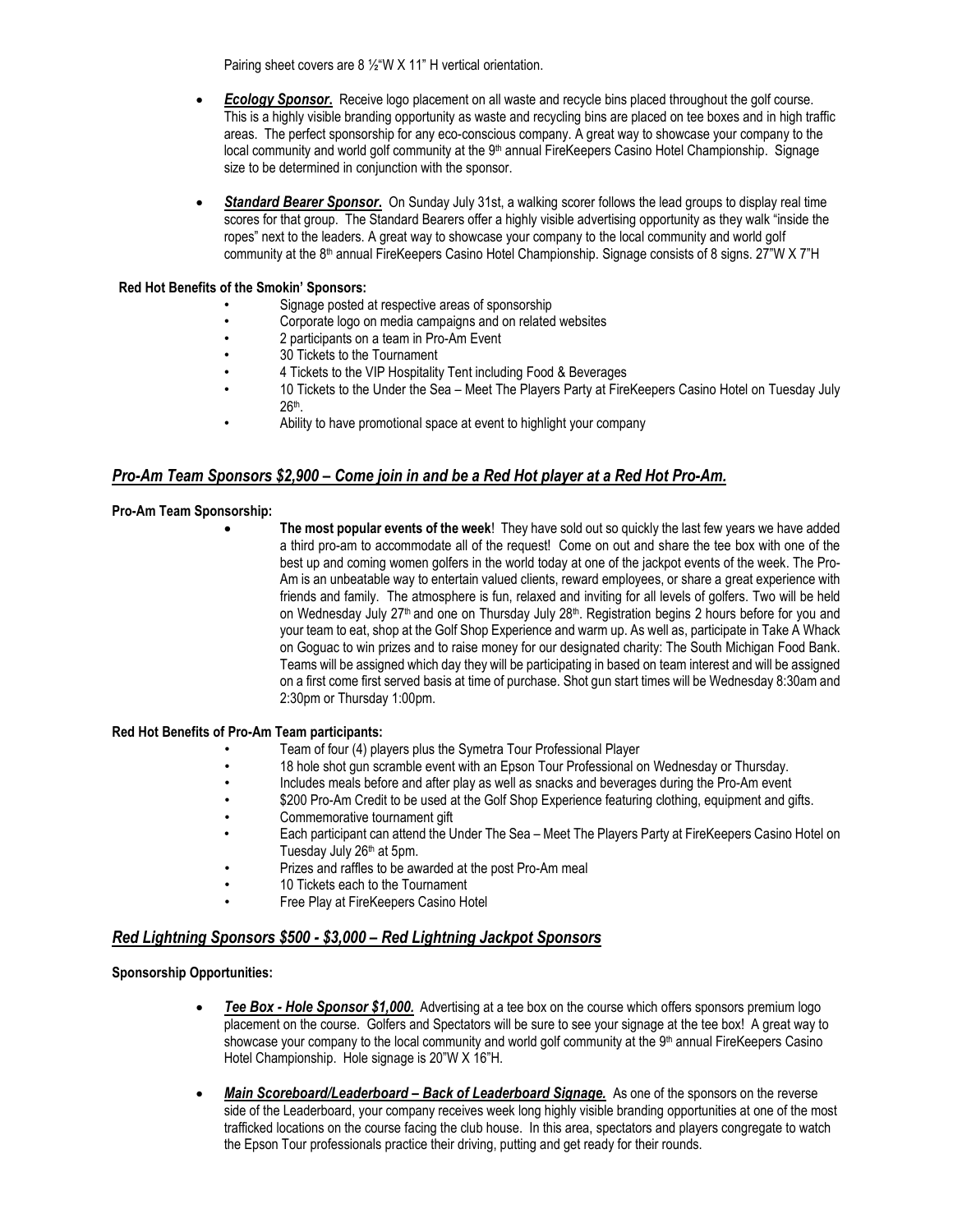Pairing sheet covers are 8 ½"W X 11" H vertical orientation.

- ***Ecology Sponsor.*** Receive logo placement on all waste and recycle bins placed throughout the golf course. This is a highly visible branding opportunity as waste and recycling bins are placed on tee boxes and in high traffic areas. The perfect sponsorship for any eco-conscious company. A great way to showcase your company to the local community and world golf community at the 9th annual FireKeepers Casino Hotel Championship. Signage size to be determined in conjunction with the sponsor.

- ***Standard Bearer Sponsor.*** On Sunday July 31st, a walking scorer follows the lead groups to display real time scores for that group. The Standard Bearers offer a highly visible advertising opportunity as they walk "inside the ropes" next to the leaders. A great way to showcase your company to the local community and world golf community at the 8th annual FireKeepers Casino Hotel Championship. Signage consists of 8 signs. 27"W X 7"H

**Red Hot Benefits of the Smokin' Sponsors:**

- Signage posted at respective areas of sponsorship
- Corporate logo on media campaigns and on related websites
- 2 participants on a team in Pro-Am Event
- 30 Tickets to the Tournament
- 4 Tickets to the VIP Hospitality Tent including Food & Beverages
- 10 Tickets to the Under the Sea – Meet The Players Party at FireKeepers Casino Hotel on Tuesday July 26th.
- Ability to have promotional space at event to highlight your company

## *Pro-Am Team Sponsors $2,900 – Come join in and be a Red Hot player at a Red Hot Pro-Am.*

**Pro-Am Team Sponsorship:**

- **The most popular events of the week**! They have sold out so quickly the last few years we have added a third pro-am to accommodate all of the request! Come on out and share the tee box with one of the best up and coming women golfers in the world today at one of the jackpot events of the week. The Pro-Am is an unbeatable way to entertain valued clients, reward employees, or share a great experience with friends and family. The atmosphere is fun, relaxed and inviting for all levels of golfers. Two will be held on Wednesday July 27th and one on Thursday July 28th. Registration begins 2 hours before for you and your team to eat, shop at the Golf Shop Experience and warm up. As well as, participate in Take A Whack on Goguac to win prizes and to raise money for our designated charity: The South Michigan Food Bank. Teams will be assigned which day they will be participating in based on team interest and will be assigned on a first come first served basis at time of purchase. Shot gun start times will be Wednesday 8:30am and 2:30pm or Thursday 1:00pm.

**Red Hot Benefits of Pro-Am Team participants:**

- Team of four (4) players plus the Symetra Tour Professional Player
- 18 hole shot gun scramble event with an Epson Tour Professional on Wednesday or Thursday.
- Includes meals before and after play as well as snacks and beverages during the Pro-Am event
- $200 Pro-Am Credit to be used at the Golf Shop Experience featuring clothing, equipment and gifts.
- Commemorative tournament gift
- Each participant can attend the Under The Sea – Meet The Players Party at FireKeepers Casino Hotel on Tuesday July 26th at 5pm.
- Prizes and raffles to be awarded at the post Pro-Am meal
- 10 Tickets each to the Tournament
- Free Play at FireKeepers Casino Hotel

## *Red Lightning Sponsors $500 - $3,000 – Red Lightning Jackpot Sponsors*

**Sponsorship Opportunities:**

- ***Tee Box - Hole Sponsor $1,000.*** Advertising at a tee box on the course which offers sponsors premium logo placement on the course. Golfers and Spectators will be sure to see your signage at the tee box! A great way to showcase your company to the local community and world golf community at the 9th annual FireKeepers Casino Hotel Championship. Hole signage is 20"W X 16"H.

- ***Main Scoreboard/Leaderboard – Back of Leaderboard Signage.*** As one of the sponsors on the reverse side of the Leaderboard, your company receives week long highly visible branding opportunities at one of the most trafficked locations on the course facing the club house. In this area, spectators and players congregate to watch the Epson Tour professionals practice their driving, putting and get ready for their rounds.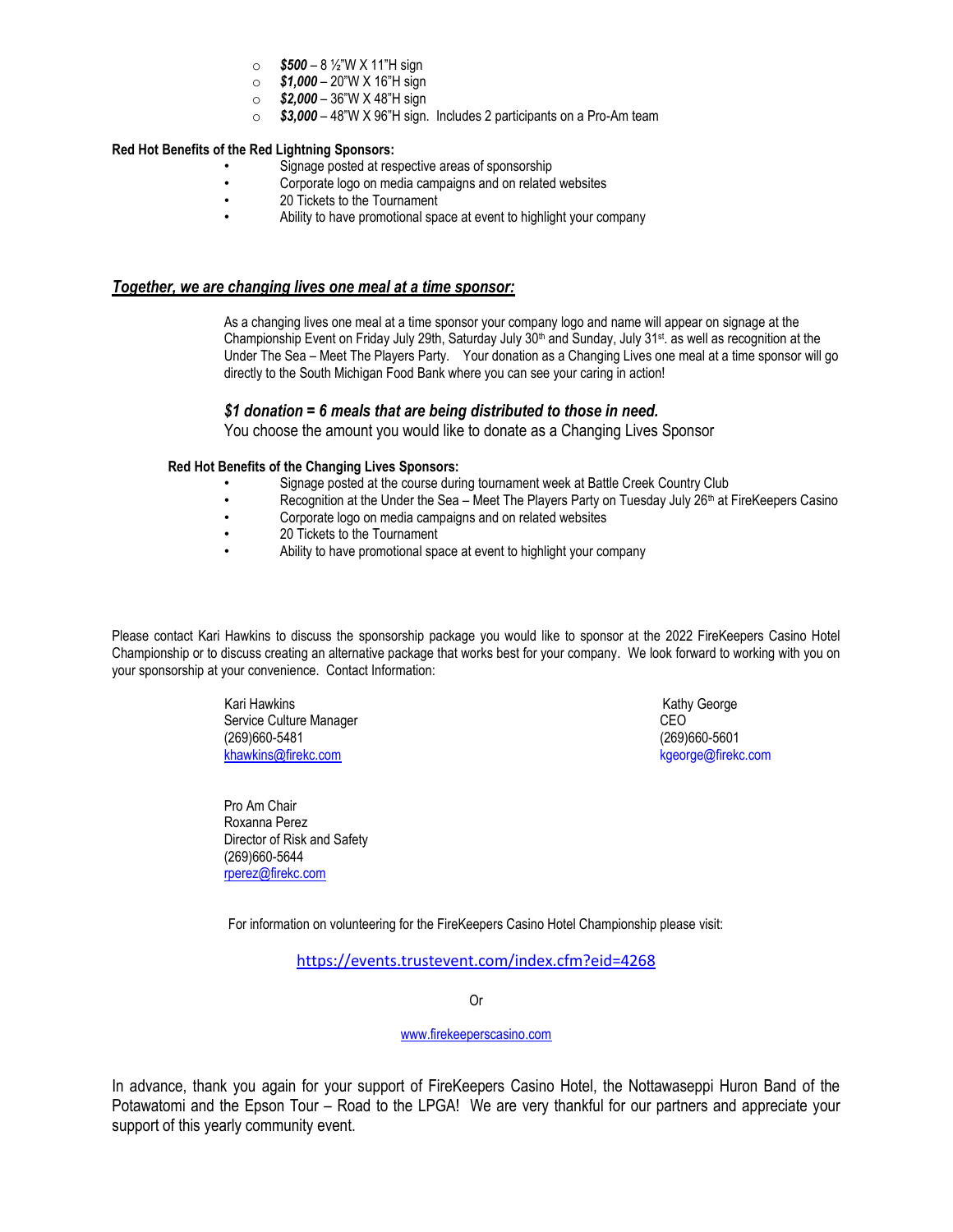- ***$500*** – 8 ½"W X 11"H sign
- ***$1,000*** – 20"W X 16"H sign
- ***$2,000*** – 36"W X 48"H sign
- ***$3,000*** – 48"W X 96"H sign. Includes 2 participants on a Pro-Am team

**Red Hot Benefits of the Red Lightning Sponsors:**

- Signage posted at respective areas of sponsorship
- Corporate logo on media campaigns and on related websites
- 20 Tickets to the Tournament
- Ability to have promotional space at event to highlight your company

## ***Together, we are changing lives one meal at a time sponsor:***

As a changing lives one meal at a time sponsor your company logo and name will appear on signage at the Championship Event on Friday July 29th, Saturday July 30th and Sunday, July 31st. as well as recognition at the Under The Sea – Meet The Players Party. Your donation as a Changing Lives one meal at a time sponsor will go directly to the South Michigan Food Bank where you can see your caring in action!

### ***$1 donation = 6 meals that are being distributed to those in need.***

You choose the amount you would like to donate as a Changing Lives Sponsor

**Red Hot Benefits of the Changing Lives Sponsors:**

- Signage posted at the course during tournament week at Battle Creek Country Club
- Recognition at the Under the Sea – Meet The Players Party on Tuesday July 26th at FireKeepers Casino
- Corporate logo on media campaigns and on related websites
- 20 Tickets to the Tournament
- Ability to have promotional space at event to highlight your company

Please contact Kari Hawkins to discuss the sponsorship package you would like to sponsor at the 2022 FireKeepers Casino Hotel Championship or to discuss creating an alternative package that works best for your company. We look forward to working with you on your sponsorship at your convenience. Contact Information:

Kari Hawkins
Service Culture Manager
(269)660-5481
khawkins@firekc.com

Kathy George
CEO
(269)660-5601
kgeorge@firekc.com

Pro Am Chair
Roxanna Perez
Director of Risk and Safety
(269)660-5644
rperez@firekc.com

For information on volunteering for the FireKeepers Casino Hotel Championship please visit:

https://events.trustevent.com/index.cfm?eid=4268

Or

www.firekeeperscasino.com

In advance, thank you again for your support of FireKeepers Casino Hotel, the Nottawaseppi Huron Band of the Potawatomi and the Epson Tour – Road to the LPGA! We are very thankful for our partners and appreciate your support of this yearly community event.